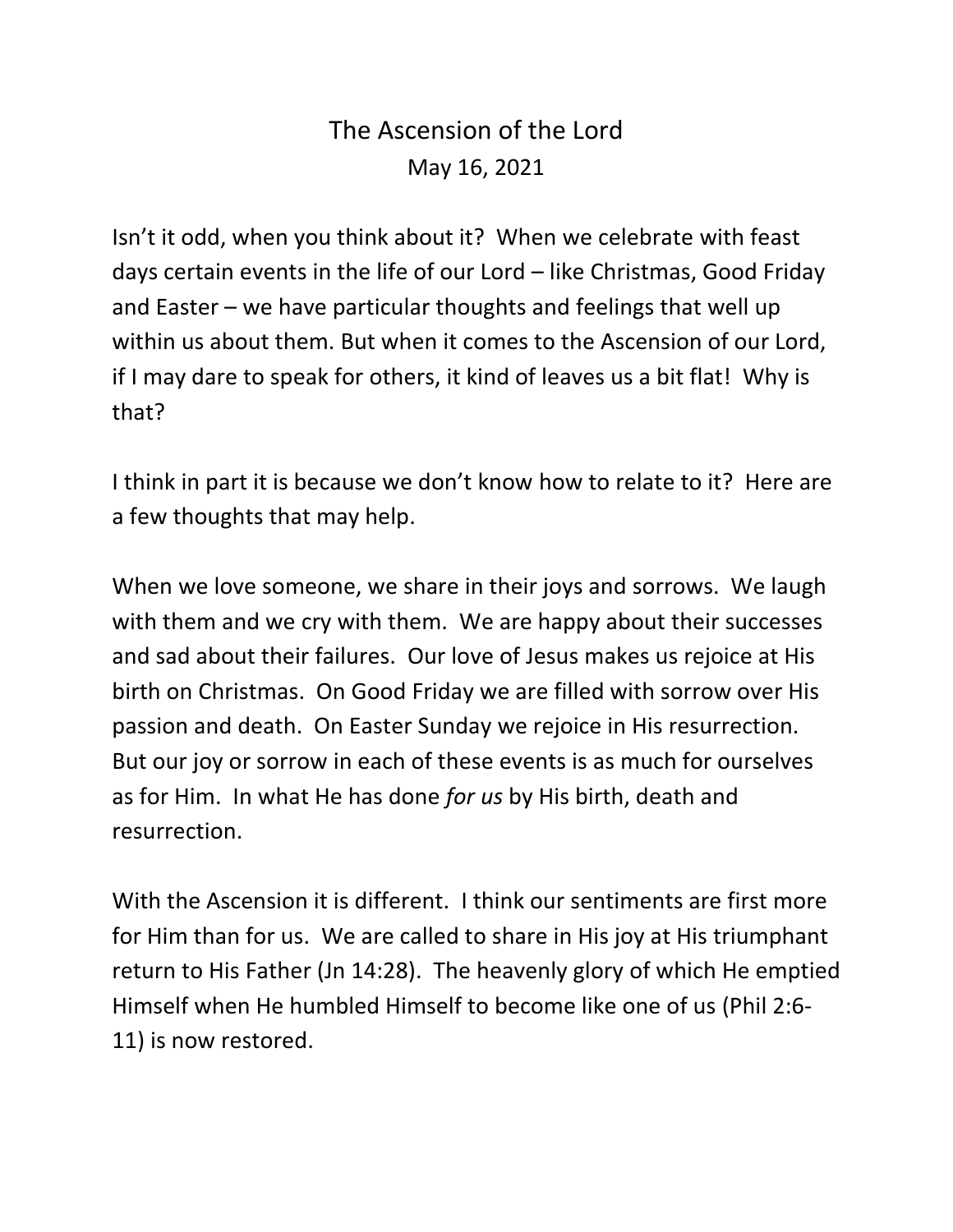# The Ascension of the Lord

May 16, 2021

Isn't it odd, when you think about it? When we celebrate with feast days certain events in the life of our Lord – like Christmas, Good Friday and Easter – we have particular thoughts and feelings that well up within us about them. But when it comes to the Ascension of our Lord, if I may dare to speak for others, it kind of leaves us a bit flat! Why is that?

I think in part it is because we don't know how to relate to it? Here are a few thoughts that may help.

When we love someone, we share in their joys and sorrows. We laugh with them and we cry with them. We are happy about their successes and sad about their failures. Our love of Jesus makes us rejoice at His birth on Christmas. On Good Friday we are filled with sorrow over His passion and death. On Easter Sunday we rejoice in His resurrection. But our joy or sorrow in each of these events is as much for ourselves as for Him. In what He has done *for us* by His birth, death and resurrection.

With the Ascension it is different. I think our sentiments are first more for Him than for us. We are called to share in His joy at His triumphant return to His Father (Jn 14:28). The heavenly glory of which He emptied Himself when He humbled Himself to become like one of us (Phil 2:6-11) is now restored.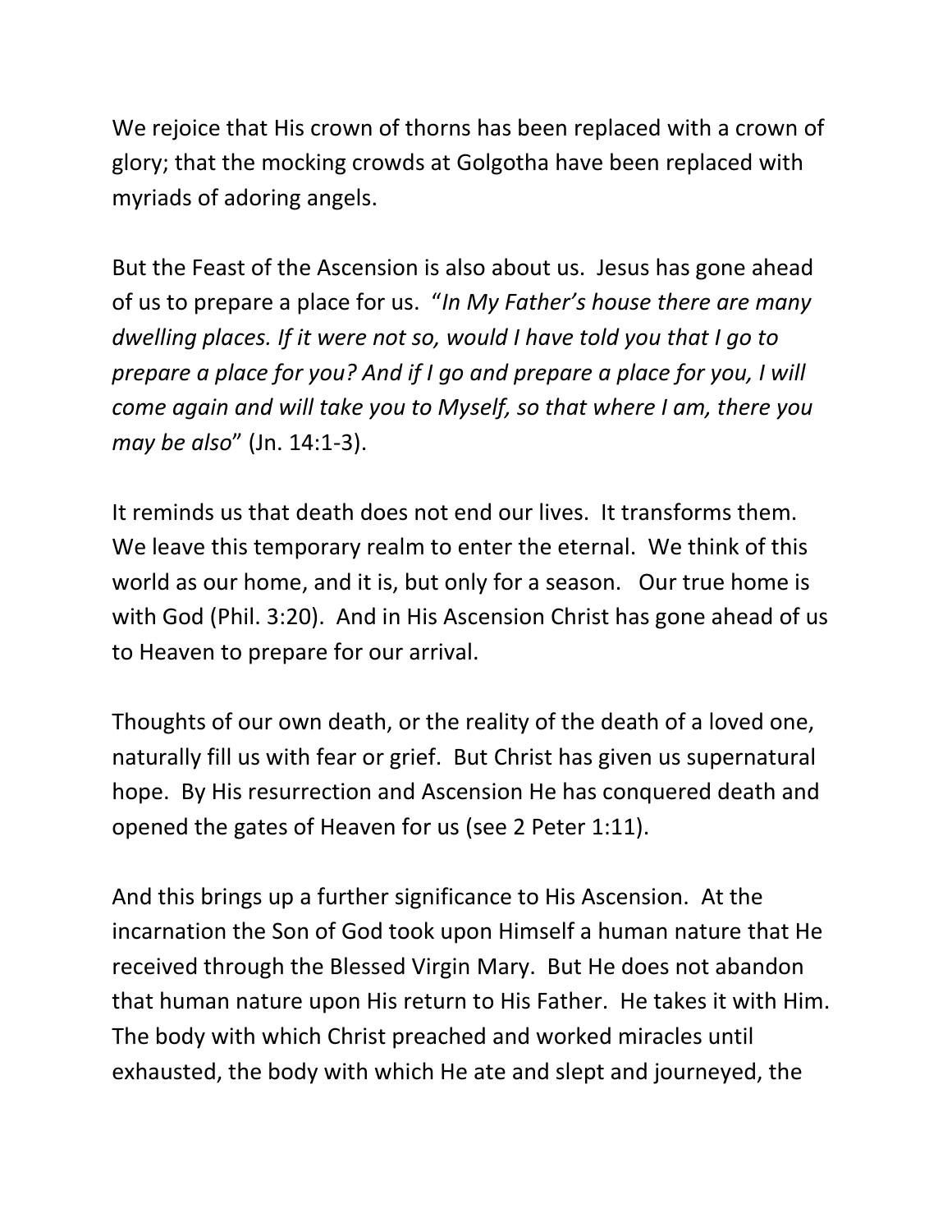We rejoice that His crown of thorns has been replaced with a crown of glory; that the mocking crowds at Golgotha have been replaced with myriads of adoring angels.

But the Feast of the Ascension is also about us. Jesus has gone ahead of us to prepare a place for us. "*In My Father's house there are many dwelling places. If it were not so, would I have told you that I go to prepare a place for you? And if I go and prepare a place for you, I will come again and will take you to Myself, so that where I am, there you may be also*" (Jn. 14:1-3).

It reminds us that death does not end our lives. It transforms them. We leave this temporary realm to enter the eternal. We think of this world as our home, and it is, but only for a season. Our true home is with God (Phil. 3:20). And in His Ascension Christ has gone ahead of us to Heaven to prepare for our arrival.

Thoughts of our own death, or the reality of the death of a loved one, naturally fill us with fear or grief. But Christ has given us supernatural hope. By His resurrection and Ascension He has conquered death and opened the gates of Heaven for us (see 2 Peter 1:11).

And this brings up a further significance to His Ascension. At the incarnation the Son of God took upon Himself a human nature that He received through the Blessed Virgin Mary. But He does not abandon that human nature upon His return to His Father. He takes it with Him. The body with which Christ preached and worked miracles until exhausted, the body with which He ate and slept and journeyed, the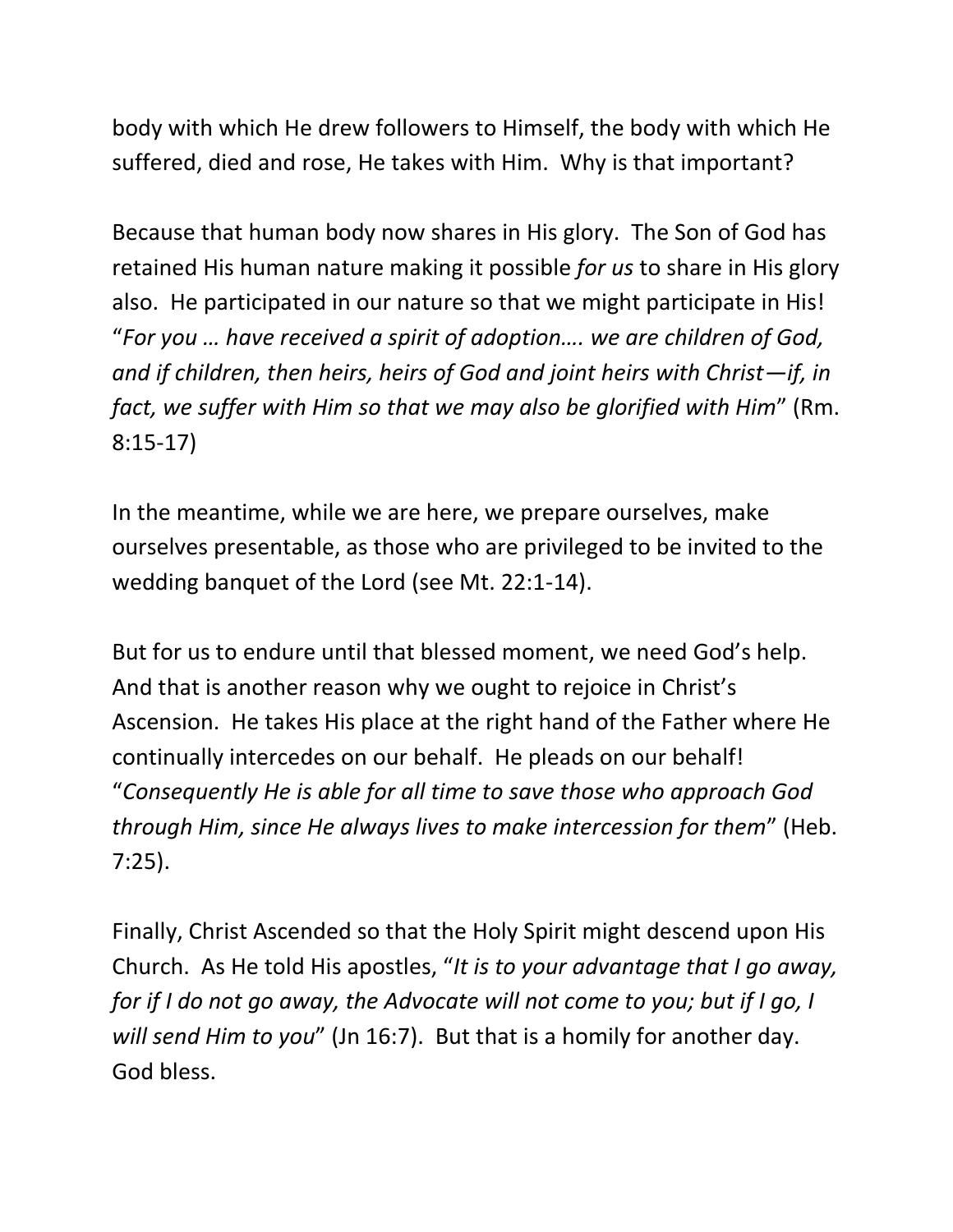body with which He drew followers to Himself, the body with which He suffered, died and rose, He takes with Him.  Why is that important?

Because that human body now shares in His glory.  The Son of God has retained His human nature making it possible *for us* to share in His glory also.  He participated in our nature so that we might participate in His! "*For you … have received a spirit of adoption…. we are children of God, and if children, then heirs, heirs of God and joint heirs with Christ—if, in fact, we suffer with Him so that we may also be glorified with Him*" (Rm. 8:15-17)

In the meantime, while we are here, we prepare ourselves, make ourselves presentable, as those who are privileged to be invited to the wedding banquet of the Lord (see Mt. 22:1-14).

But for us to endure until that blessed moment, we need God's help. And that is another reason why we ought to rejoice in Christ's Ascension.  He takes His place at the right hand of the Father where He continually intercedes on our behalf.  He pleads on our behalf! "*Consequently He is able for all time to save those who approach God through Him, since He always lives to make intercession for them*" (Heb. 7:25).

Finally, Christ Ascended so that the Holy Spirit might descend upon His Church.  As He told His apostles, "*It is to your advantage that I go away, for if I do not go away, the Advocate will not come to you; but if I go, I will send Him to you*" (Jn 16:7).  But that is a homily for another day. God bless.